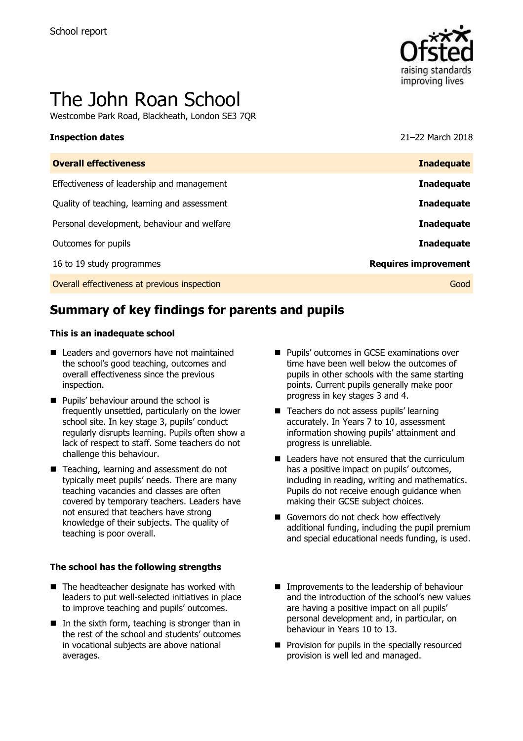School report

# The John Roan School

Westcombe Park Road, Blackheath, London SE3 7QR

| **Inspection dates** | 21–22 March 2018 |
| --- | --- |
| **Overall effectiveness** | **Inadequate** |
| Effectiveness of leadership and management | **Inadequate** |
| Quality of teaching, learning and assessment | **Inadequate** |
| Personal development, behaviour and welfare | **Inadequate** |
| Outcomes for pupils | **Inadequate** |
| 16 to 19 study programmes | **Requires improvement** |
| Overall effectiveness at previous inspection | Good |

## Summary of key findings for parents and pupils

### This is an inadequate school

- Leaders and governors have not maintained the school's good teaching, outcomes and overall effectiveness since the previous inspection.
- Pupils' behaviour around the school is frequently unsettled, particularly on the lower school site. In key stage 3, pupils' conduct regularly disrupts learning. Pupils often show a lack of respect to staff. Some teachers do not challenge this behaviour.
- Teaching, learning and assessment do not typically meet pupils' needs. There are many teaching vacancies and classes are often covered by temporary teachers. Leaders have not ensured that teachers have strong knowledge of their subjects. The quality of teaching is poor overall.
- Pupils' outcomes in GCSE examinations over time have been well below the outcomes of pupils in other schools with the same starting points. Current pupils generally make poor progress in key stages 3 and 4.
- Teachers do not assess pupils' learning accurately. In Years 7 to 10, assessment information showing pupils' attainment and progress is unreliable.
- Leaders have not ensured that the curriculum has a positive impact on pupils' outcomes, including in reading, writing and mathematics. Pupils do not receive enough guidance when making their GCSE subject choices.
- Governors do not check how effectively additional funding, including the pupil premium and special educational needs funding, is used.

### The school has the following strengths

- The headteacher designate has worked with leaders to put well-selected initiatives in place to improve teaching and pupils' outcomes.
- In the sixth form, teaching is stronger than in the rest of the school and students' outcomes in vocational subjects are above national averages.
- Improvements to the leadership of behaviour and the introduction of the school's new values are having a positive impact on all pupils' personal development and, in particular, on behaviour in Years 10 to 13.
- Provision for pupils in the specially resourced provision is well led and managed.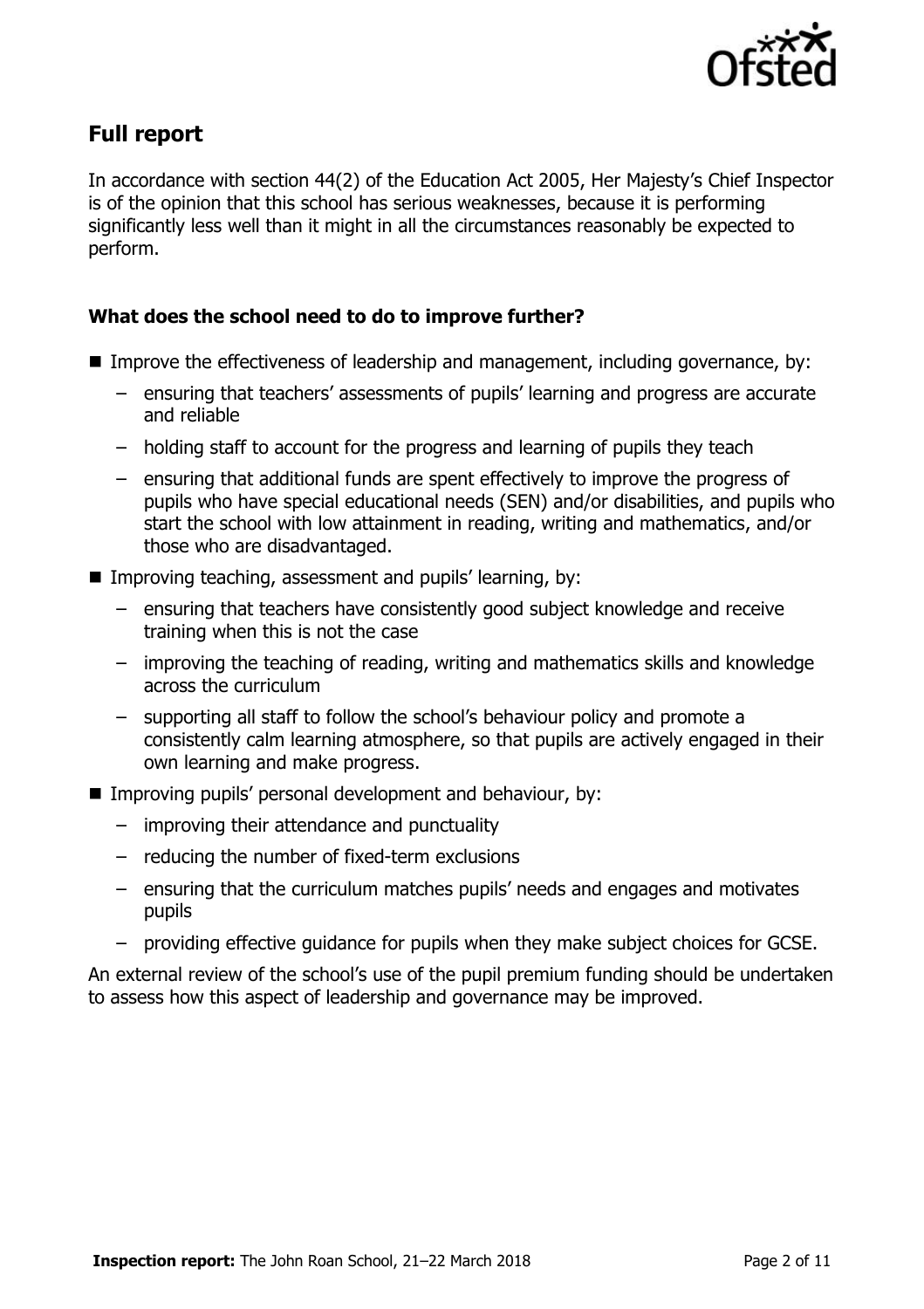## Full report

In accordance with section 44(2) of the Education Act 2005, Her Majesty's Chief Inspector is of the opinion that this school has serious weaknesses, because it is performing significantly less well than it might in all the circumstances reasonably be expected to perform.

### What does the school need to do to improve further?

- Improve the effectiveness of leadership and management, including governance, by:
  - ensuring that teachers' assessments of pupils' learning and progress are accurate and reliable
  - holding staff to account for the progress and learning of pupils they teach
  - ensuring that additional funds are spent effectively to improve the progress of pupils who have special educational needs (SEN) and/or disabilities, and pupils who start the school with low attainment in reading, writing and mathematics, and/or those who are disadvantaged.
- Improving teaching, assessment and pupils' learning, by:
  - ensuring that teachers have consistently good subject knowledge and receive training when this is not the case
  - improving the teaching of reading, writing and mathematics skills and knowledge across the curriculum
  - supporting all staff to follow the school's behaviour policy and promote a consistently calm learning atmosphere, so that pupils are actively engaged in their own learning and make progress.
- Improving pupils' personal development and behaviour, by:
  - improving their attendance and punctuality
  - reducing the number of fixed-term exclusions
  - ensuring that the curriculum matches pupils' needs and engages and motivates pupils
  - providing effective guidance for pupils when they make subject choices for GCSE.

An external review of the school's use of the pupil premium funding should be undertaken to assess how this aspect of leadership and governance may be improved.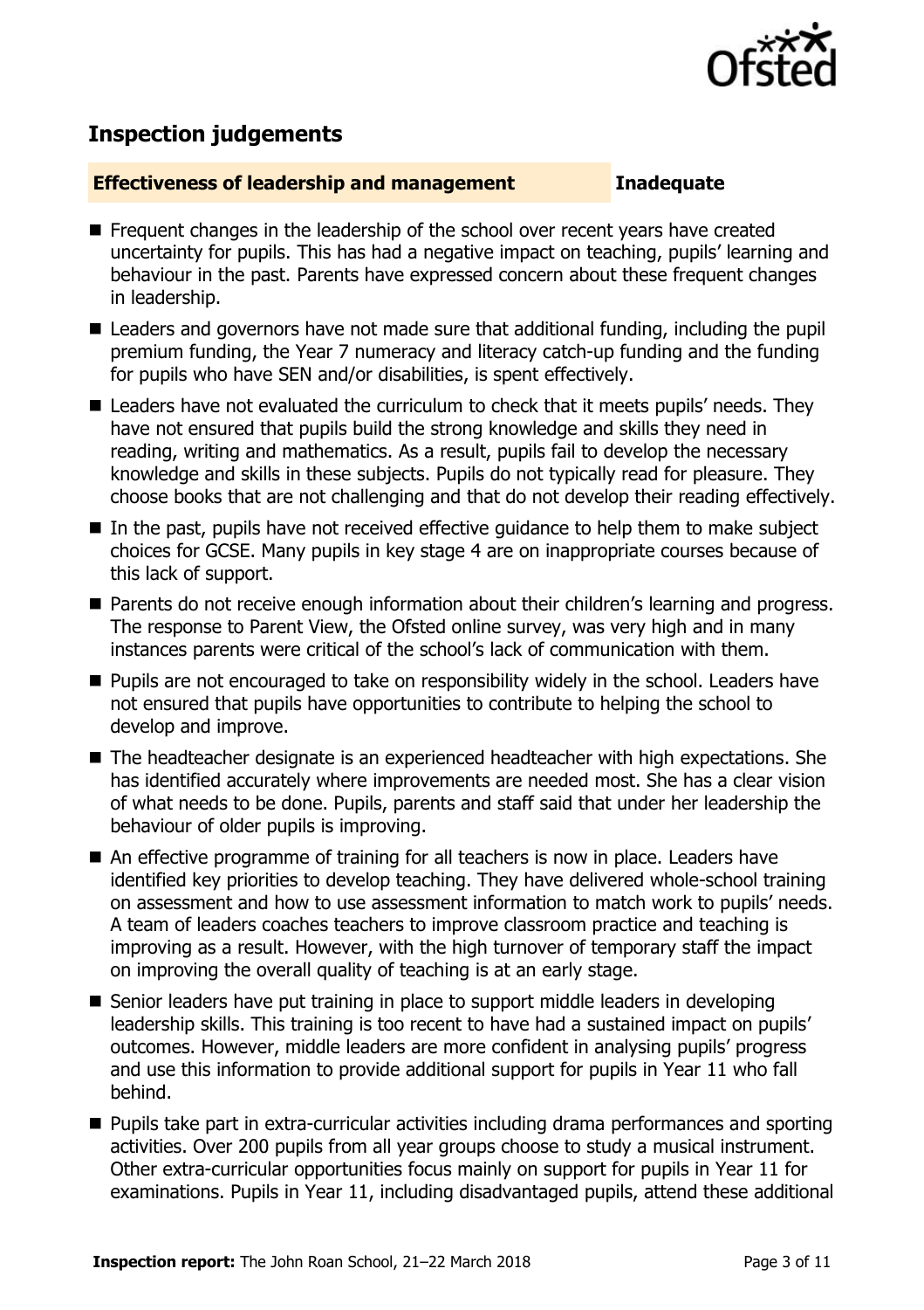## Inspection judgements

**Effectiveness of leadership and management** **Inadequate**

- Frequent changes in the leadership of the school over recent years have created uncertainty for pupils. This has had a negative impact on teaching, pupils' learning and behaviour in the past. Parents have expressed concern about these frequent changes in leadership.
- Leaders and governors have not made sure that additional funding, including the pupil premium funding, the Year 7 numeracy and literacy catch-up funding and the funding for pupils who have SEN and/or disabilities, is spent effectively.
- Leaders have not evaluated the curriculum to check that it meets pupils' needs. They have not ensured that pupils build the strong knowledge and skills they need in reading, writing and mathematics. As a result, pupils fail to develop the necessary knowledge and skills in these subjects. Pupils do not typically read for pleasure. They choose books that are not challenging and that do not develop their reading effectively.
- In the past, pupils have not received effective guidance to help them to make subject choices for GCSE. Many pupils in key stage 4 are on inappropriate courses because of this lack of support.
- Parents do not receive enough information about their children's learning and progress. The response to Parent View, the Ofsted online survey, was very high and in many instances parents were critical of the school's lack of communication with them.
- Pupils are not encouraged to take on responsibility widely in the school. Leaders have not ensured that pupils have opportunities to contribute to helping the school to develop and improve.
- The headteacher designate is an experienced headteacher with high expectations. She has identified accurately where improvements are needed most. She has a clear vision of what needs to be done. Pupils, parents and staff said that under her leadership the behaviour of older pupils is improving.
- An effective programme of training for all teachers is now in place. Leaders have identified key priorities to develop teaching. They have delivered whole-school training on assessment and how to use assessment information to match work to pupils' needs. A team of leaders coaches teachers to improve classroom practice and teaching is improving as a result. However, with the high turnover of temporary staff the impact on improving the overall quality of teaching is at an early stage.
- Senior leaders have put training in place to support middle leaders in developing leadership skills. This training is too recent to have had a sustained impact on pupils' outcomes. However, middle leaders are more confident in analysing pupils' progress and use this information to provide additional support for pupils in Year 11 who fall behind.
- Pupils take part in extra-curricular activities including drama performances and sporting activities. Over 200 pupils from all year groups choose to study a musical instrument. Other extra-curricular opportunities focus mainly on support for pupils in Year 11 for examinations. Pupils in Year 11, including disadvantaged pupils, attend these additional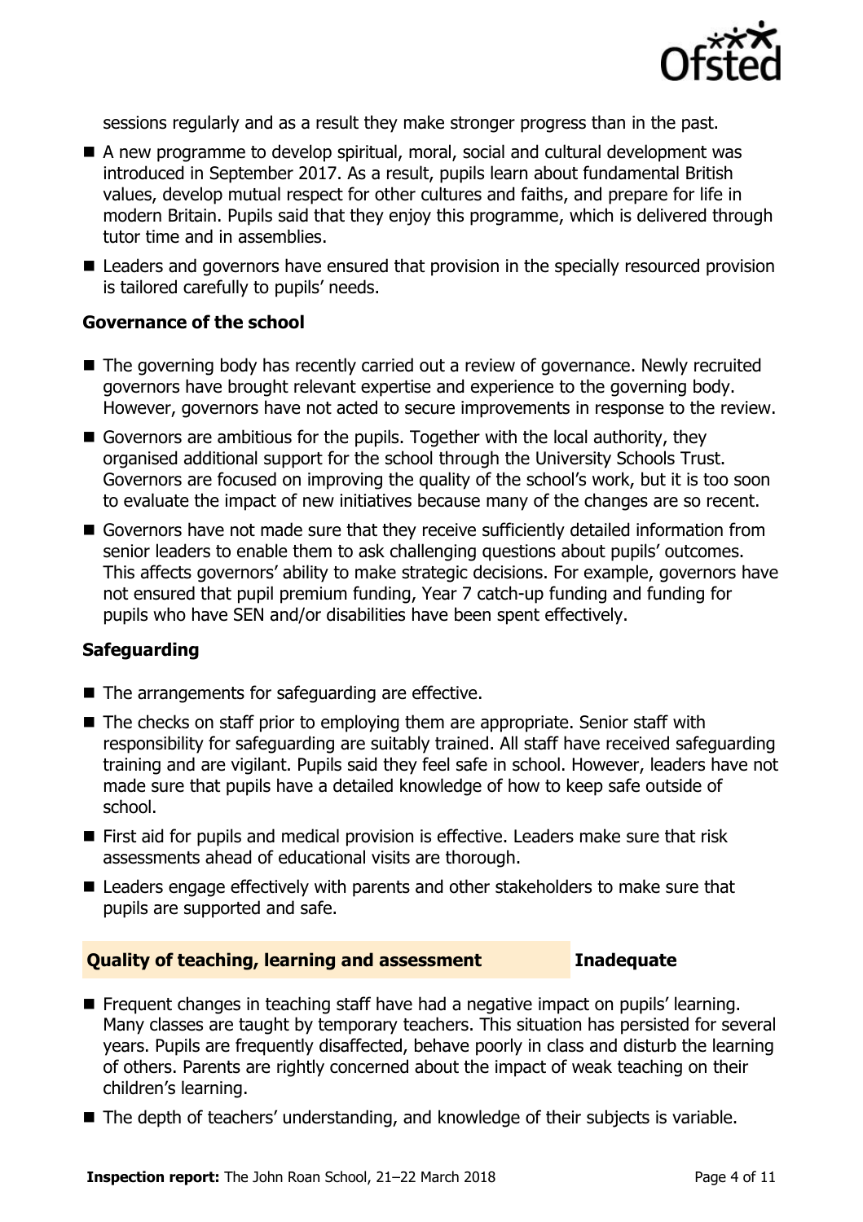sessions regularly and as a result they make stronger progress than in the past.

- A new programme to develop spiritual, moral, social and cultural development was introduced in September 2017. As a result, pupils learn about fundamental British values, develop mutual respect for other cultures and faiths, and prepare for life in modern Britain. Pupils said that they enjoy this programme, which is delivered through tutor time and in assemblies.
- Leaders and governors have ensured that provision in the specially resourced provision is tailored carefully to pupils' needs.

### Governance of the school

- The governing body has recently carried out a review of governance. Newly recruited governors have brought relevant expertise and experience to the governing body. However, governors have not acted to secure improvements in response to the review.
- Governors are ambitious for the pupils. Together with the local authority, they organised additional support for the school through the University Schools Trust. Governors are focused on improving the quality of the school's work, but it is too soon to evaluate the impact of new initiatives because many of the changes are so recent.
- Governors have not made sure that they receive sufficiently detailed information from senior leaders to enable them to ask challenging questions about pupils' outcomes. This affects governors' ability to make strategic decisions. For example, governors have not ensured that pupil premium funding, Year 7 catch-up funding and funding for pupils who have SEN and/or disabilities have been spent effectively.

### Safeguarding

- The arrangements for safeguarding are effective.
- The checks on staff prior to employing them are appropriate. Senior staff with responsibility for safeguarding are suitably trained. All staff have received safeguarding training and are vigilant. Pupils said they feel safe in school. However, leaders have not made sure that pupils have a detailed knowledge of how to keep safe outside of school.
- First aid for pupils and medical provision is effective. Leaders make sure that risk assessments ahead of educational visits are thorough.
- Leaders engage effectively with parents and other stakeholders to make sure that pupils are supported and safe.

## Quality of teaching, learning and assessment — Inadequate

- Frequent changes in teaching staff have had a negative impact on pupils' learning. Many classes are taught by temporary teachers. This situation has persisted for several years. Pupils are frequently disaffected, behave poorly in class and disturb the learning of others. Parents are rightly concerned about the impact of weak teaching on their children's learning.
- The depth of teachers' understanding, and knowledge of their subjects is variable.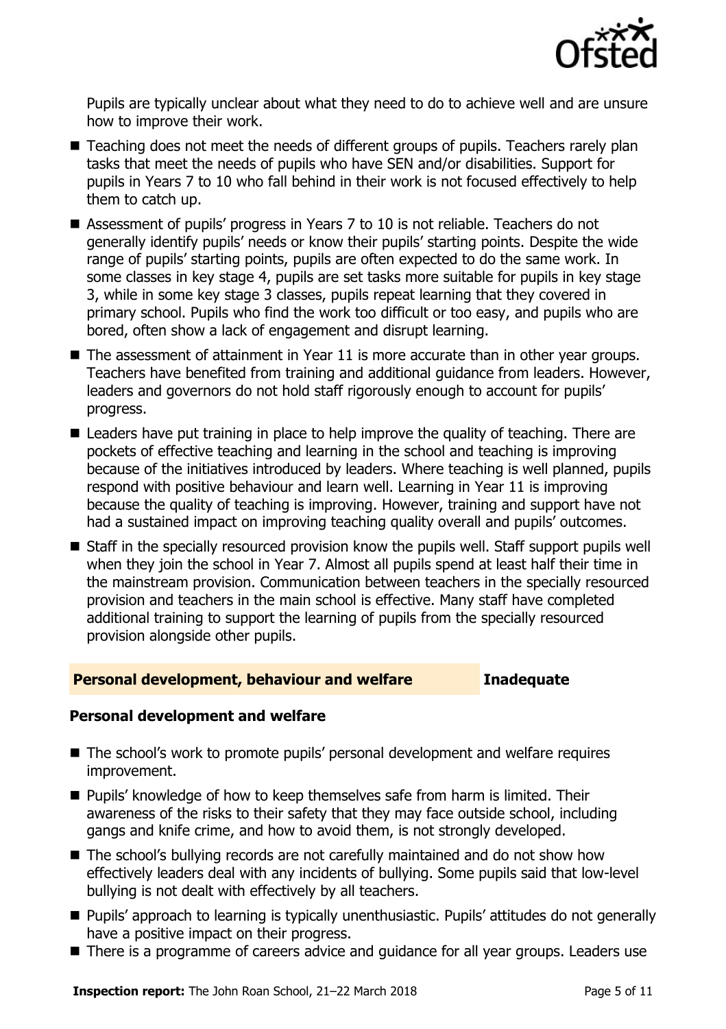Pupils are typically unclear about what they need to do to achieve well and are unsure how to improve their work.

- Teaching does not meet the needs of different groups of pupils. Teachers rarely plan tasks that meet the needs of pupils who have SEN and/or disabilities. Support for pupils in Years 7 to 10 who fall behind in their work is not focused effectively to help them to catch up.
- Assessment of pupils' progress in Years 7 to 10 is not reliable. Teachers do not generally identify pupils' needs or know their pupils' starting points. Despite the wide range of pupils' starting points, pupils are often expected to do the same work. In some classes in key stage 4, pupils are set tasks more suitable for pupils in key stage 3, while in some key stage 3 classes, pupils repeat learning that they covered in primary school. Pupils who find the work too difficult or too easy, and pupils who are bored, often show a lack of engagement and disrupt learning.
- The assessment of attainment in Year 11 is more accurate than in other year groups. Teachers have benefited from training and additional guidance from leaders. However, leaders and governors do not hold staff rigorously enough to account for pupils' progress.
- Leaders have put training in place to help improve the quality of teaching. There are pockets of effective teaching and learning in the school and teaching is improving because of the initiatives introduced by leaders. Where teaching is well planned, pupils respond with positive behaviour and learn well. Learning in Year 11 is improving because the quality of teaching is improving. However, training and support have not had a sustained impact on improving teaching quality overall and pupils' outcomes.
- Staff in the specially resourced provision know the pupils well. Staff support pupils well when they join the school in Year 7. Almost all pupils spend at least half their time in the mainstream provision. Communication between teachers in the specially resourced provision and teachers in the main school is effective. Many staff have completed additional training to support the learning of pupils from the specially resourced provision alongside other pupils.

## Personal development, behaviour and welfare — Inadequate

### Personal development and welfare

- The school's work to promote pupils' personal development and welfare requires improvement.
- Pupils' knowledge of how to keep themselves safe from harm is limited. Their awareness of the risks to their safety that they may face outside school, including gangs and knife crime, and how to avoid them, is not strongly developed.
- The school's bullying records are not carefully maintained and do not show how effectively leaders deal with any incidents of bullying. Some pupils said that low-level bullying is not dealt with effectively by all teachers.
- Pupils' approach to learning is typically unenthusiastic. Pupils' attitudes do not generally have a positive impact on their progress.
- There is a programme of careers advice and guidance for all year groups. Leaders use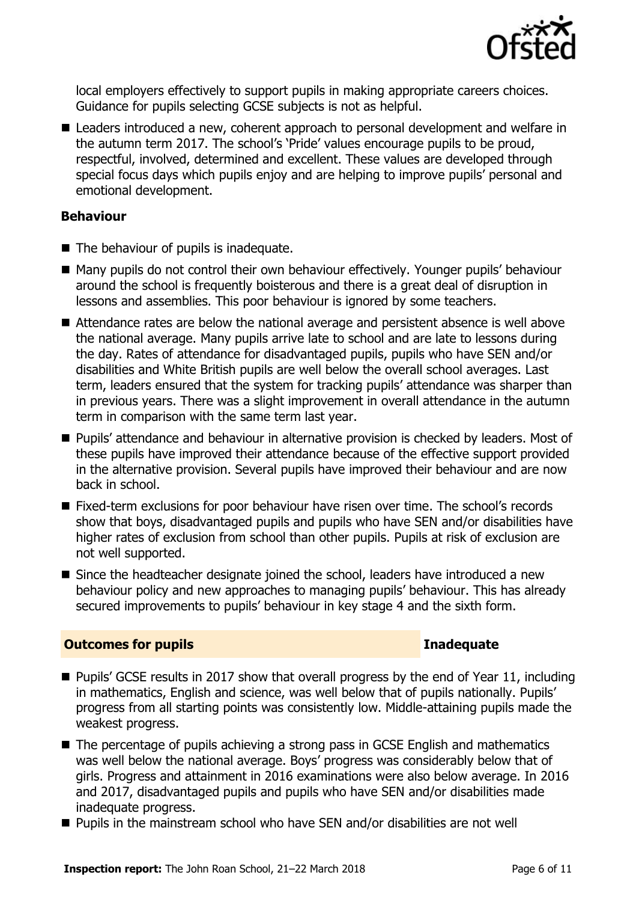local employers effectively to support pupils in making appropriate careers choices. Guidance for pupils selecting GCSE subjects is not as helpful.

- Leaders introduced a new, coherent approach to personal development and welfare in the autumn term 2017. The school's 'Pride' values encourage pupils to be proud, respectful, involved, determined and excellent. These values are developed through special focus days which pupils enjoy and are helping to improve pupils' personal and emotional development.

### Behaviour

- The behaviour of pupils is inadequate.
- Many pupils do not control their own behaviour effectively. Younger pupils' behaviour around the school is frequently boisterous and there is a great deal of disruption in lessons and assemblies. This poor behaviour is ignored by some teachers.
- Attendance rates are below the national average and persistent absence is well above the national average. Many pupils arrive late to school and are late to lessons during the day. Rates of attendance for disadvantaged pupils, pupils who have SEN and/or disabilities and White British pupils are well below the overall school averages. Last term, leaders ensured that the system for tracking pupils' attendance was sharper than in previous years. There was a slight improvement in overall attendance in the autumn term in comparison with the same term last year.
- Pupils' attendance and behaviour in alternative provision is checked by leaders. Most of these pupils have improved their attendance because of the effective support provided in the alternative provision. Several pupils have improved their behaviour and are now back in school.
- Fixed-term exclusions for poor behaviour have risen over time. The school's records show that boys, disadvantaged pupils and pupils who have SEN and/or disabilities have higher rates of exclusion from school than other pupils. Pupils at risk of exclusion are not well supported.
- Since the headteacher designate joined the school, leaders have introduced a new behaviour policy and new approaches to managing pupils' behaviour. This has already secured improvements to pupils' behaviour in key stage 4 and the sixth form.

## Outcomes for pupils — Inadequate

- Pupils' GCSE results in 2017 show that overall progress by the end of Year 11, including in mathematics, English and science, was well below that of pupils nationally. Pupils' progress from all starting points was consistently low. Middle-attaining pupils made the weakest progress.
- The percentage of pupils achieving a strong pass in GCSE English and mathematics was well below the national average. Boys' progress was considerably below that of girls. Progress and attainment in 2016 examinations were also below average. In 2016 and 2017, disadvantaged pupils and pupils who have SEN and/or disabilities made inadequate progress.
- Pupils in the mainstream school who have SEN and/or disabilities are not well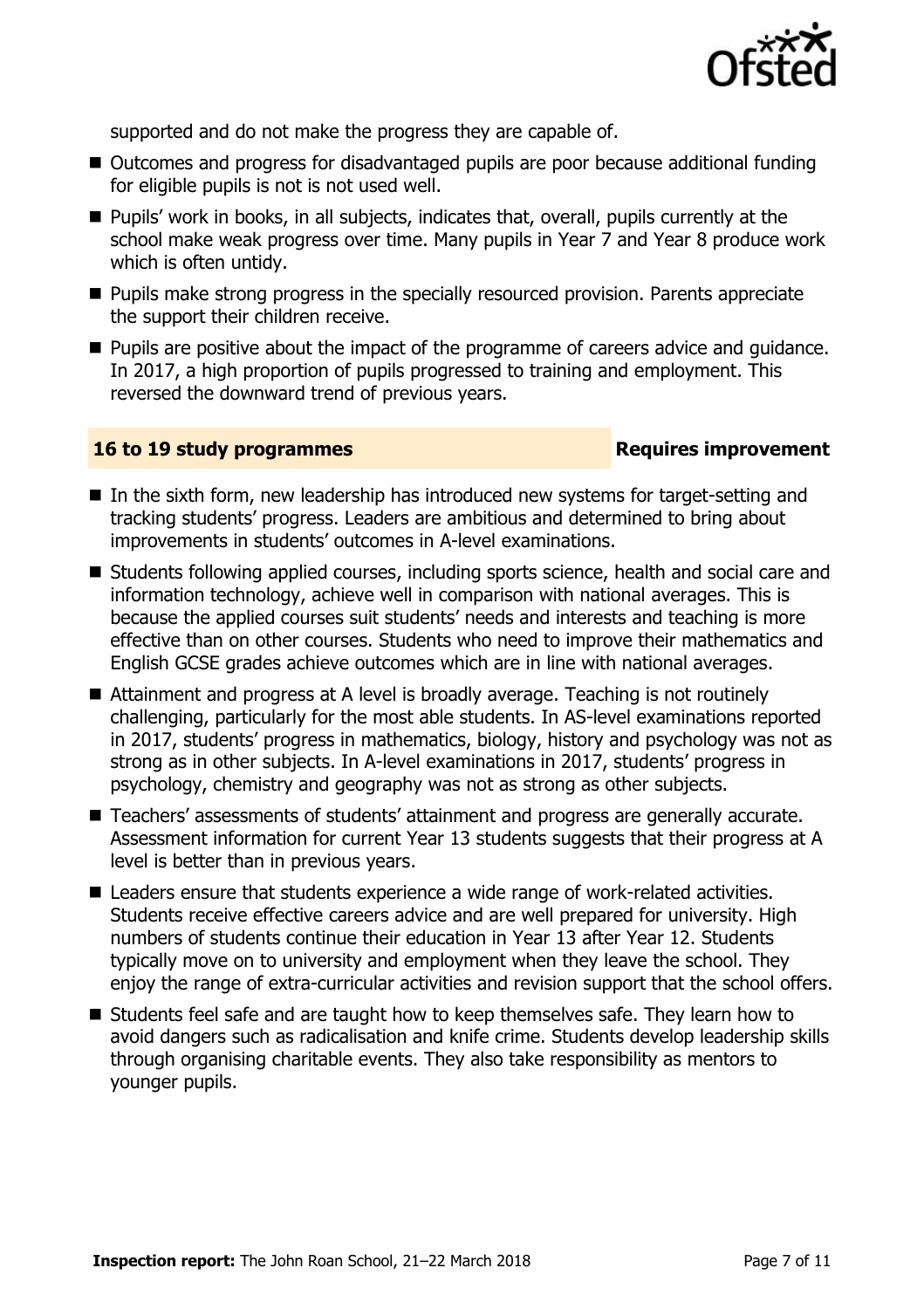supported and do not make the progress they are capable of.

- Outcomes and progress for disadvantaged pupils are poor because additional funding for eligible pupils is not is not used well.
- Pupils' work in books, in all subjects, indicates that, overall, pupils currently at the school make weak progress over time. Many pupils in Year 7 and Year 8 produce work which is often untidy.
- Pupils make strong progress in the specially resourced provision. Parents appreciate the support their children receive.
- Pupils are positive about the impact of the programme of careers advice and guidance. In 2017, a high proportion of pupils progressed to training and employment. This reversed the downward trend of previous years.

## 16 to 19 study programmes — Requires improvement

- In the sixth form, new leadership has introduced new systems for target-setting and tracking students' progress. Leaders are ambitious and determined to bring about improvements in students' outcomes in A-level examinations.
- Students following applied courses, including sports science, health and social care and information technology, achieve well in comparison with national averages. This is because the applied courses suit students' needs and interests and teaching is more effective than on other courses. Students who need to improve their mathematics and English GCSE grades achieve outcomes which are in line with national averages.
- Attainment and progress at A level is broadly average. Teaching is not routinely challenging, particularly for the most able students. In AS-level examinations reported in 2017, students' progress in mathematics, biology, history and psychology was not as strong as in other subjects. In A-level examinations in 2017, students' progress in psychology, chemistry and geography was not as strong as other subjects.
- Teachers' assessments of students' attainment and progress are generally accurate. Assessment information for current Year 13 students suggests that their progress at A level is better than in previous years.
- Leaders ensure that students experience a wide range of work-related activities. Students receive effective careers advice and are well prepared for university. High numbers of students continue their education in Year 13 after Year 12. Students typically move on to university and employment when they leave the school. They enjoy the range of extra-curricular activities and revision support that the school offers.
- Students feel safe and are taught how to keep themselves safe. They learn how to avoid dangers such as radicalisation and knife crime. Students develop leadership skills through organising charitable events. They also take responsibility as mentors to younger pupils.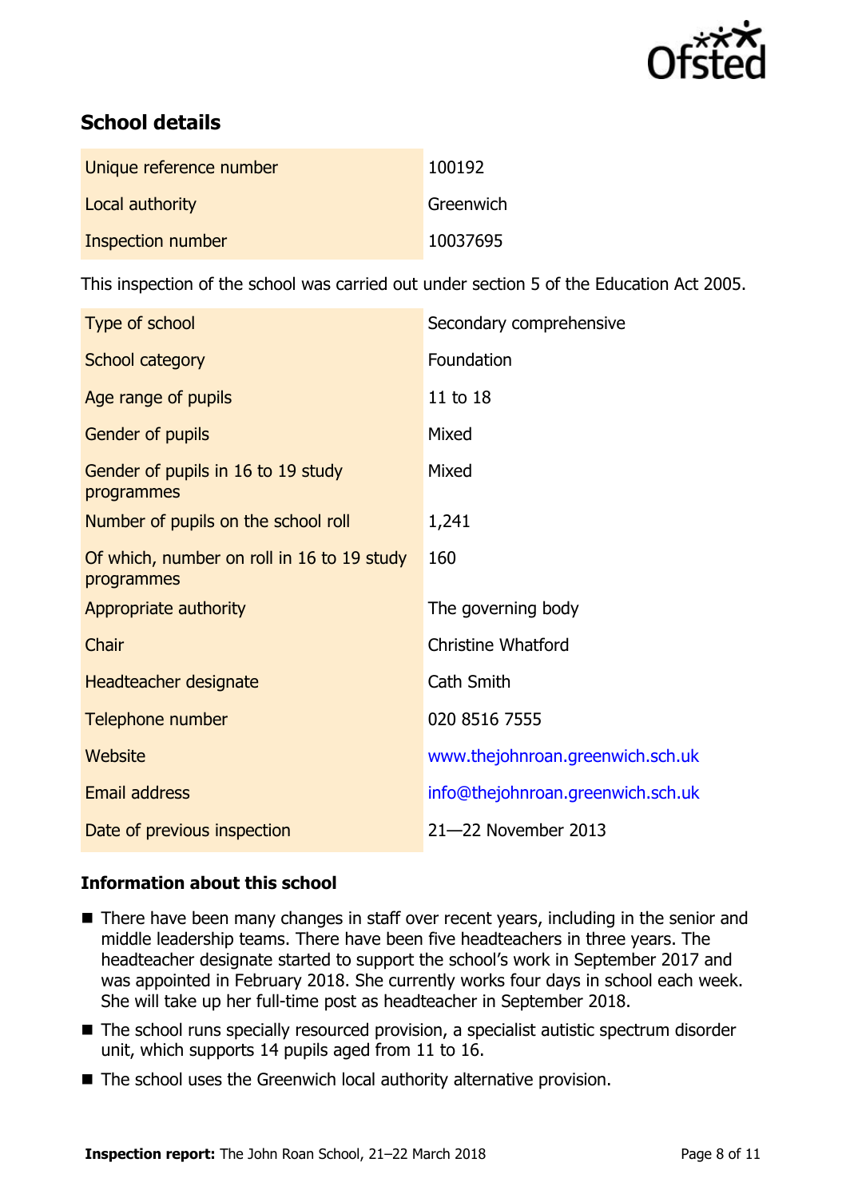## School details

| | |
|---|---|
| Unique reference number | 100192 |
| Local authority | Greenwich |
| Inspection number | 10037695 |

This inspection of the school was carried out under section 5 of the Education Act 2005.

| | |
|---|---|
| Type of school | Secondary comprehensive |
| School category | Foundation |
| Age range of pupils | 11 to 18 |
| Gender of pupils | Mixed |
| Gender of pupils in 16 to 19 study programmes | Mixed |
| Number of pupils on the school roll | 1,241 |
| Of which, number on roll in 16 to 19 study programmes | 160 |
| Appropriate authority | The governing body |
| Chair | Christine Whatford |
| Headteacher designate | Cath Smith |
| Telephone number | 020 8516 7555 |
| Website | www.thejohnroan.greenwich.sch.uk |
| Email address | info@thejohnroan.greenwich.sch.uk |
| Date of previous inspection | 21—22 November 2013 |

### Information about this school

- There have been many changes in staff over recent years, including in the senior and middle leadership teams. There have been five headteachers in three years. The headteacher designate started to support the school's work in September 2017 and was appointed in February 2018. She currently works four days in school each week. She will take up her full-time post as headteacher in September 2018.
- The school runs specially resourced provision, a specialist autistic spectrum disorder unit, which supports 14 pupils aged from 11 to 16.
- The school uses the Greenwich local authority alternative provision.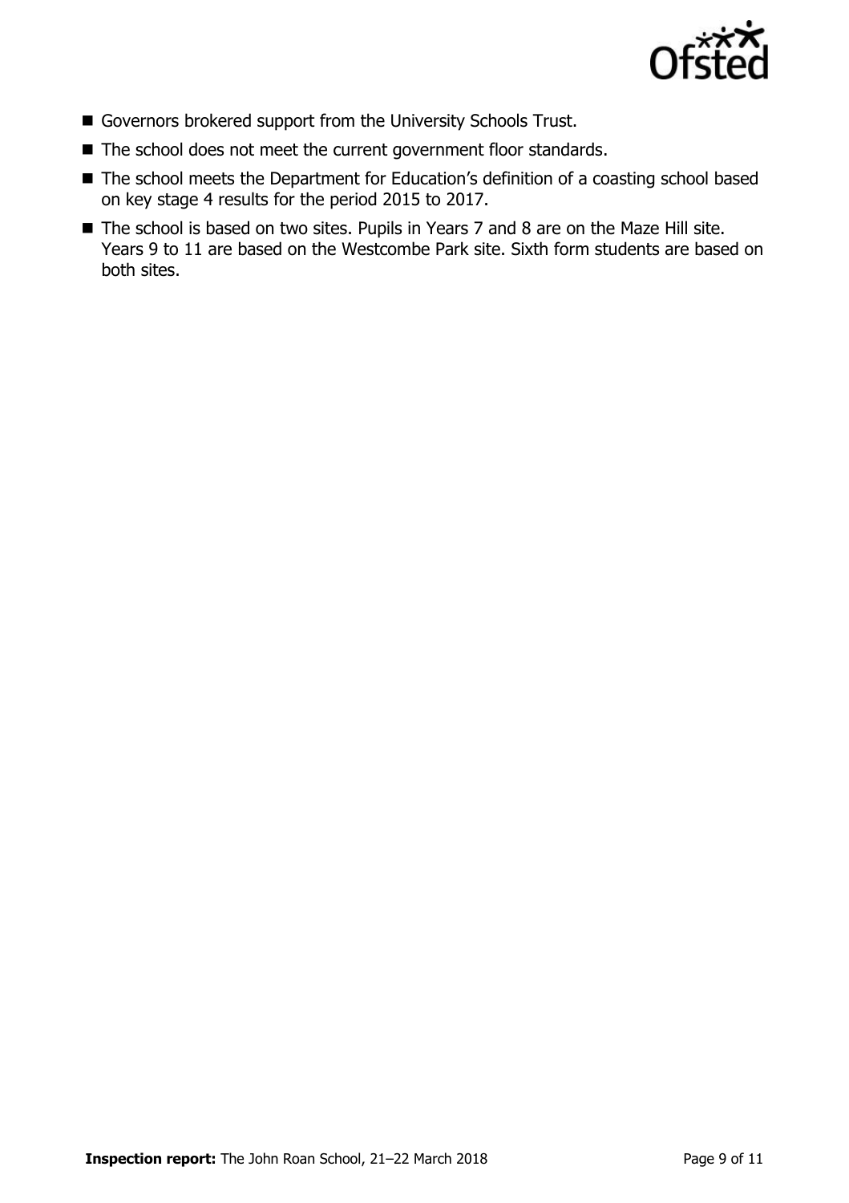- Governors brokered support from the University Schools Trust.
- The school does not meet the current government floor standards.
- The school meets the Department for Education's definition of a coasting school based on key stage 4 results for the period 2015 to 2017.
- The school is based on two sites. Pupils in Years 7 and 8 are on the Maze Hill site. Years 9 to 11 are based on the Westcombe Park site. Sixth form students are based on both sites.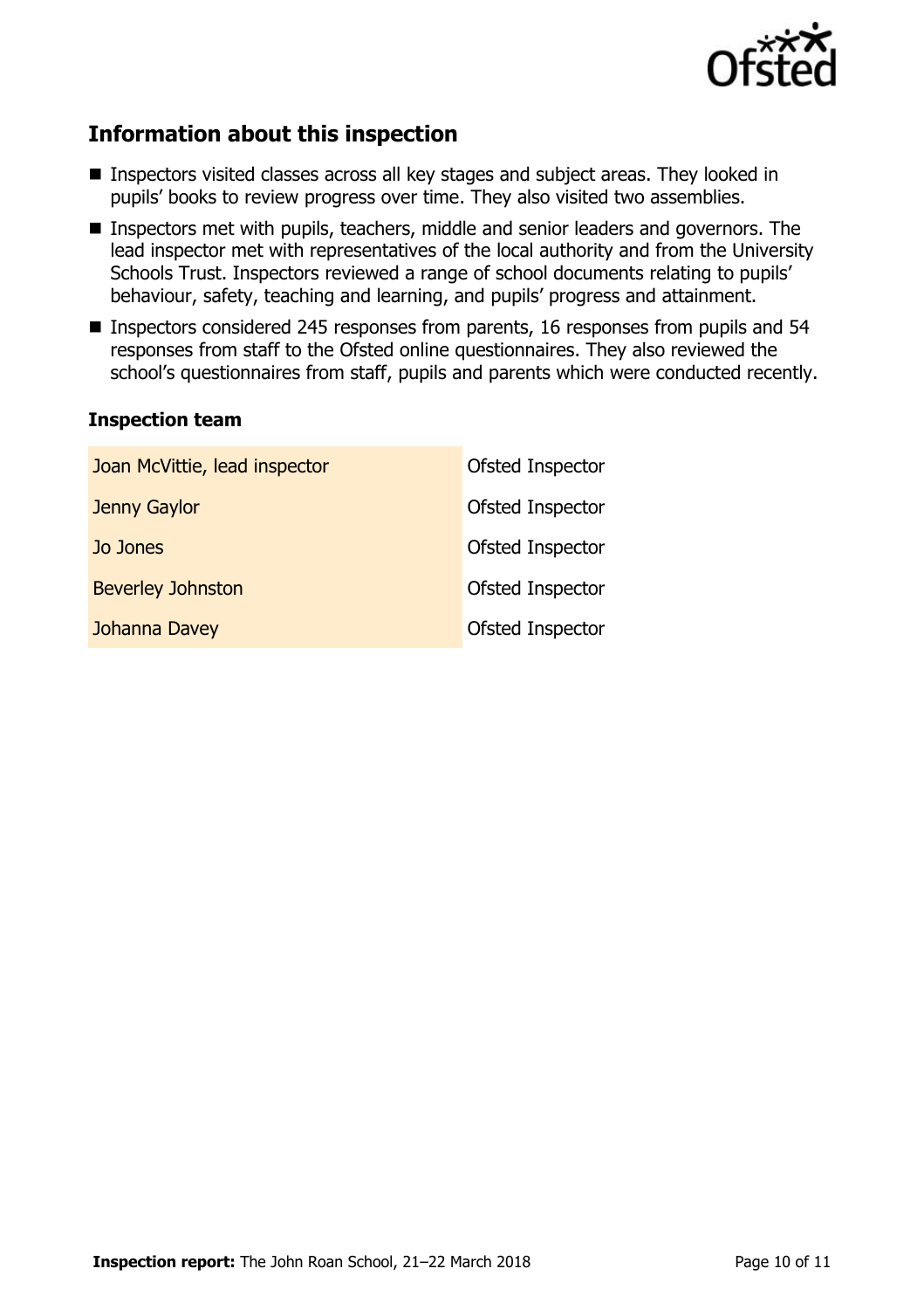## Information about this inspection

- Inspectors visited classes across all key stages and subject areas. They looked in pupils' books to review progress over time. They also visited two assemblies.
- Inspectors met with pupils, teachers, middle and senior leaders and governors. The lead inspector met with representatives of the local authority and from the University Schools Trust. Inspectors reviewed a range of school documents relating to pupils' behaviour, safety, teaching and learning, and pupils' progress and attainment.
- Inspectors considered 245 responses from parents, 16 responses from pupils and 54 responses from staff to the Ofsted online questionnaires. They also reviewed the school's questionnaires from staff, pupils and parents which were conducted recently.

### Inspection team

| | |
|---|---|
| Joan McVittie, lead inspector | Ofsted Inspector |
| Jenny Gaylor | Ofsted Inspector |
| Jo Jones | Ofsted Inspector |
| Beverley Johnston | Ofsted Inspector |
| Johanna Davey | Ofsted Inspector |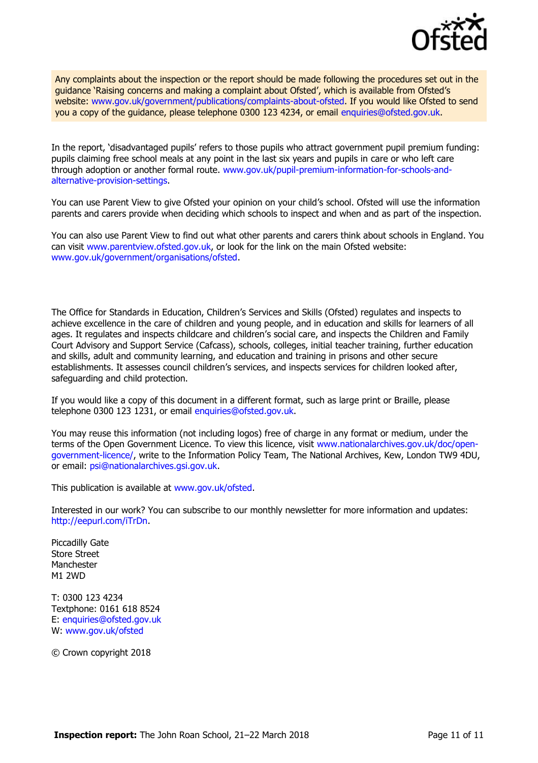Any complaints about the inspection or the report should be made following the procedures set out in the guidance 'Raising concerns and making a complaint about Ofsted', which is available from Ofsted's website: www.gov.uk/government/publications/complaints-about-ofsted. If you would like Ofsted to send you a copy of the guidance, please telephone 0300 123 4234, or email enquiries@ofsted.gov.uk.

In the report, 'disadvantaged pupils' refers to those pupils who attract government pupil premium funding: pupils claiming free school meals at any point in the last six years and pupils in care or who left care through adoption or another formal route. www.gov.uk/pupil-premium-information-for-schools-and-alternative-provision-settings.

You can use Parent View to give Ofsted your opinion on your child's school. Ofsted will use the information parents and carers provide when deciding which schools to inspect and when and as part of the inspection.

You can also use Parent View to find out what other parents and carers think about schools in England. You can visit www.parentview.ofsted.gov.uk, or look for the link on the main Ofsted website: www.gov.uk/government/organisations/ofsted.

The Office for Standards in Education, Children's Services and Skills (Ofsted) regulates and inspects to achieve excellence in the care of children and young people, and in education and skills for learners of all ages. It regulates and inspects childcare and children's social care, and inspects the Children and Family Court Advisory and Support Service (Cafcass), schools, colleges, initial teacher training, further education and skills, adult and community learning, and education and training in prisons and other secure establishments. It assesses council children's services, and inspects services for children looked after, safeguarding and child protection.

If you would like a copy of this document in a different format, such as large print or Braille, please telephone 0300 123 1231, or email enquiries@ofsted.gov.uk.

You may reuse this information (not including logos) free of charge in any format or medium, under the terms of the Open Government Licence. To view this licence, visit www.nationalarchives.gov.uk/doc/open-government-licence/, write to the Information Policy Team, The National Archives, Kew, London TW9 4DU, or email: psi@nationalarchives.gsi.gov.uk.

This publication is available at www.gov.uk/ofsted.

Interested in our work? You can subscribe to our monthly newsletter for more information and updates: http://eepurl.com/iTrDn.

Piccadilly Gate
Store Street
Manchester
M1 2WD

T: 0300 123 4234
Textphone: 0161 618 8524
E: enquiries@ofsted.gov.uk
W: www.gov.uk/ofsted

© Crown copyright 2018